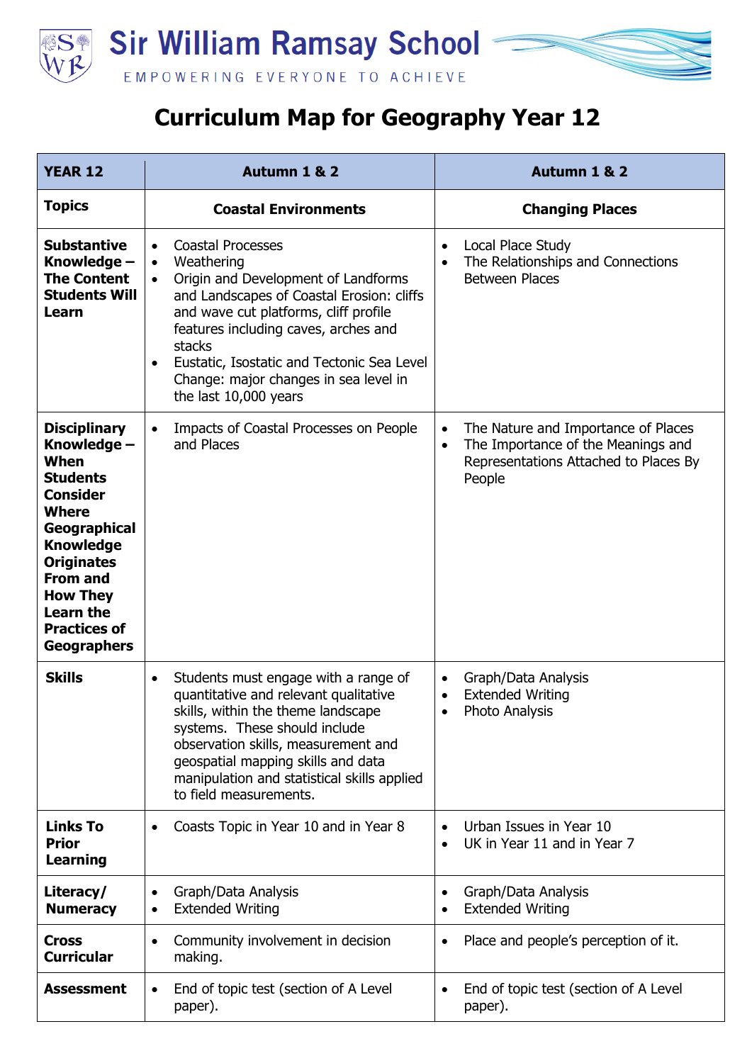# Sir William Ramsay School

EMPOWERING EVERYONE TO ACHIEVE

## Curriculum Map for Geography Year 12

| YEAR 12 | Autumn 1 & 2 | Autumn 1 & 2 |
|---|---|---|
| **Topics** | **Coastal Environments** | **Changing Places** |
| **Substantive Knowledge – The Content Students Will Learn** | • Coastal Processes<br>• Weathering<br>• Origin and Development of Landforms and Landscapes of Coastal Erosion: cliffs and wave cut platforms, cliff profile features including caves, arches and stacks<br>• Eustatic, Isostatic and Tectonic Sea Level Change: major changes in sea level in the last 10,000 years | • Local Place Study<br>• The Relationships and Connections Between Places |
| **Disciplinary Knowledge – When Students Consider Where Geographical Knowledge Originates From and How They Learn the Practices of Geographers** | • Impacts of Coastal Processes on People and Places | • The Nature and Importance of Places<br>• The Importance of the Meanings and Representations Attached to Places By People |
| **Skills** | • Students must engage with a range of quantitative and relevant qualitative skills, within the theme landscape systems. These should include observation skills, measurement and geospatial mapping skills and data manipulation and statistical skills applied to field measurements. | • Graph/Data Analysis<br>• Extended Writing<br>• Photo Analysis |
| **Links To Prior Learning** | • Coasts Topic in Year 10 and in Year 8 | • Urban Issues in Year 10<br>• UK in Year 11 and in Year 7 |
| **Literacy/ Numeracy** | • Graph/Data Analysis<br>• Extended Writing | • Graph/Data Analysis<br>• Extended Writing |
| **Cross Curricular** | • Community involvement in decision making. | • Place and people's perception of it. |
| **Assessment** | • End of topic test (section of A Level paper). | • End of topic test (section of A Level paper). |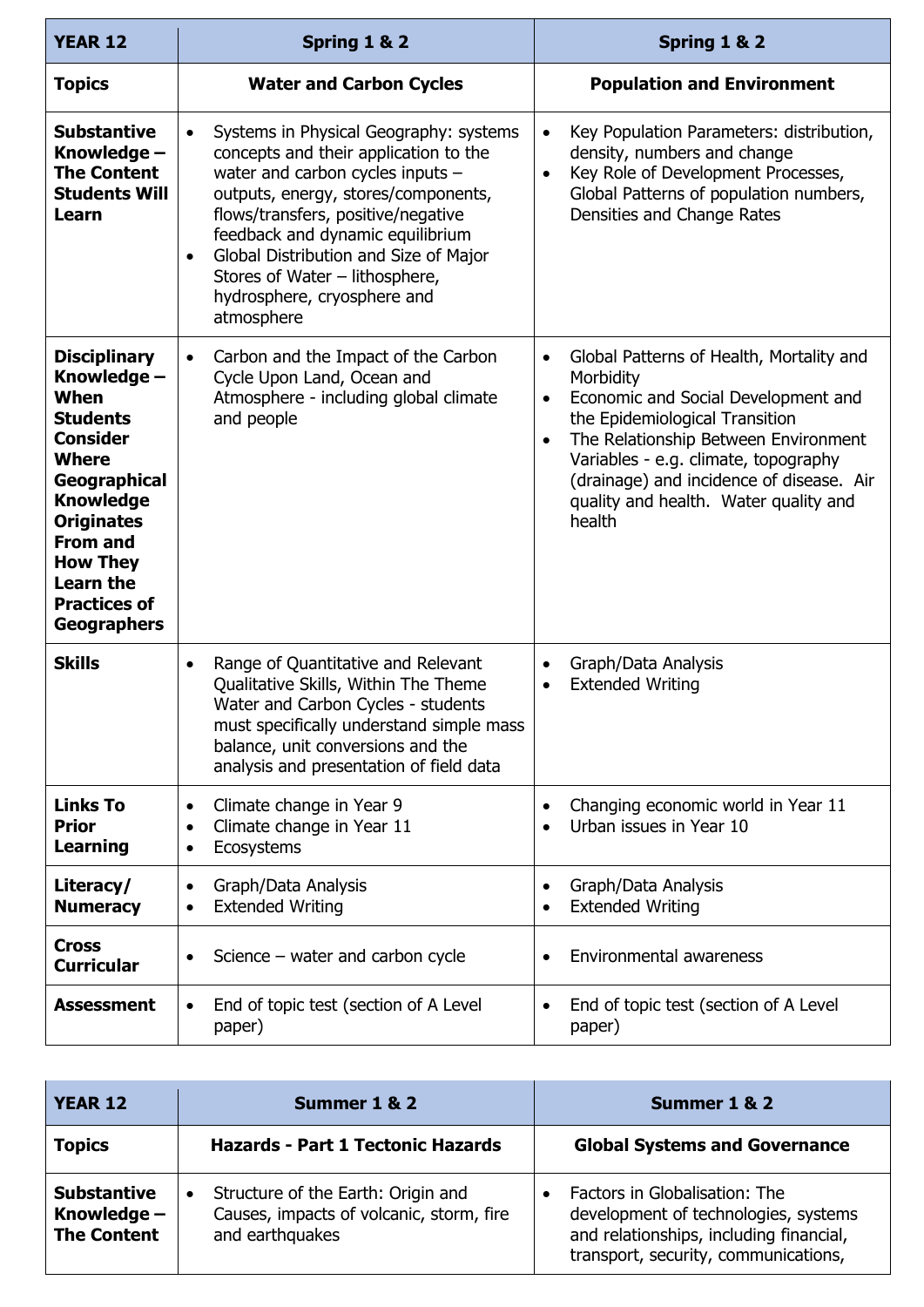| YEAR 12 | Spring 1 & 2 | Spring 1 & 2 |
|---|---|---|
| **Topics** | **Water and Carbon Cycles** | **Population and Environment** |
| **Substantive Knowledge – The Content Students Will Learn** | • Systems in Physical Geography: systems concepts and their application to the water and carbon cycles inputs – outputs, energy, stores/components, flows/transfers, positive/negative feedback and dynamic equilibrium<br>• Global Distribution and Size of Major Stores of Water – lithosphere, hydrosphere, cryosphere and atmosphere | • Key Population Parameters: distribution, density, numbers and change<br>• Key Role of Development Processes, Global Patterns of population numbers, Densities and Change Rates |
| **Disciplinary Knowledge – When Students Consider Where Geographical Knowledge Originates From and How They Learn the Practices of Geographers** | • Carbon and the Impact of the Carbon Cycle Upon Land, Ocean and Atmosphere - including global climate and people | • Global Patterns of Health, Mortality and Morbidity<br>• Economic and Social Development and the Epidemiological Transition<br>• The Relationship Between Environment Variables - e.g. climate, topography (drainage) and incidence of disease. Air quality and health. Water quality and health |
| **Skills** | • Range of Quantitative and Relevant Qualitative Skills, Within The Theme Water and Carbon Cycles - students must specifically understand simple mass balance, unit conversions and the analysis and presentation of field data | • Graph/Data Analysis<br>• Extended Writing |
| **Links To Prior Learning** | • Climate change in Year 9<br>• Climate change in Year 11<br>• Ecosystems | • Changing economic world in Year 11<br>• Urban issues in Year 10 |
| **Literacy/ Numeracy** | • Graph/Data Analysis<br>• Extended Writing | • Graph/Data Analysis<br>• Extended Writing |
| **Cross Curricular** | • Science – water and carbon cycle | • Environmental awareness |
| **Assessment** | • End of topic test (section of A Level paper) | • End of topic test (section of A Level paper) |

| YEAR 12 | Summer 1 & 2 | Summer 1 & 2 |
|---|---|---|
| **Topics** | **Hazards - Part 1 Tectonic Hazards** | **Global Systems and Governance** |
| **Substantive Knowledge – The Content** | • Structure of the Earth: Origin and Causes, impacts of volcanic, storm, fire and earthquakes | • Factors in Globalisation: The development of technologies, systems and relationships, including financial, transport, security, communications, |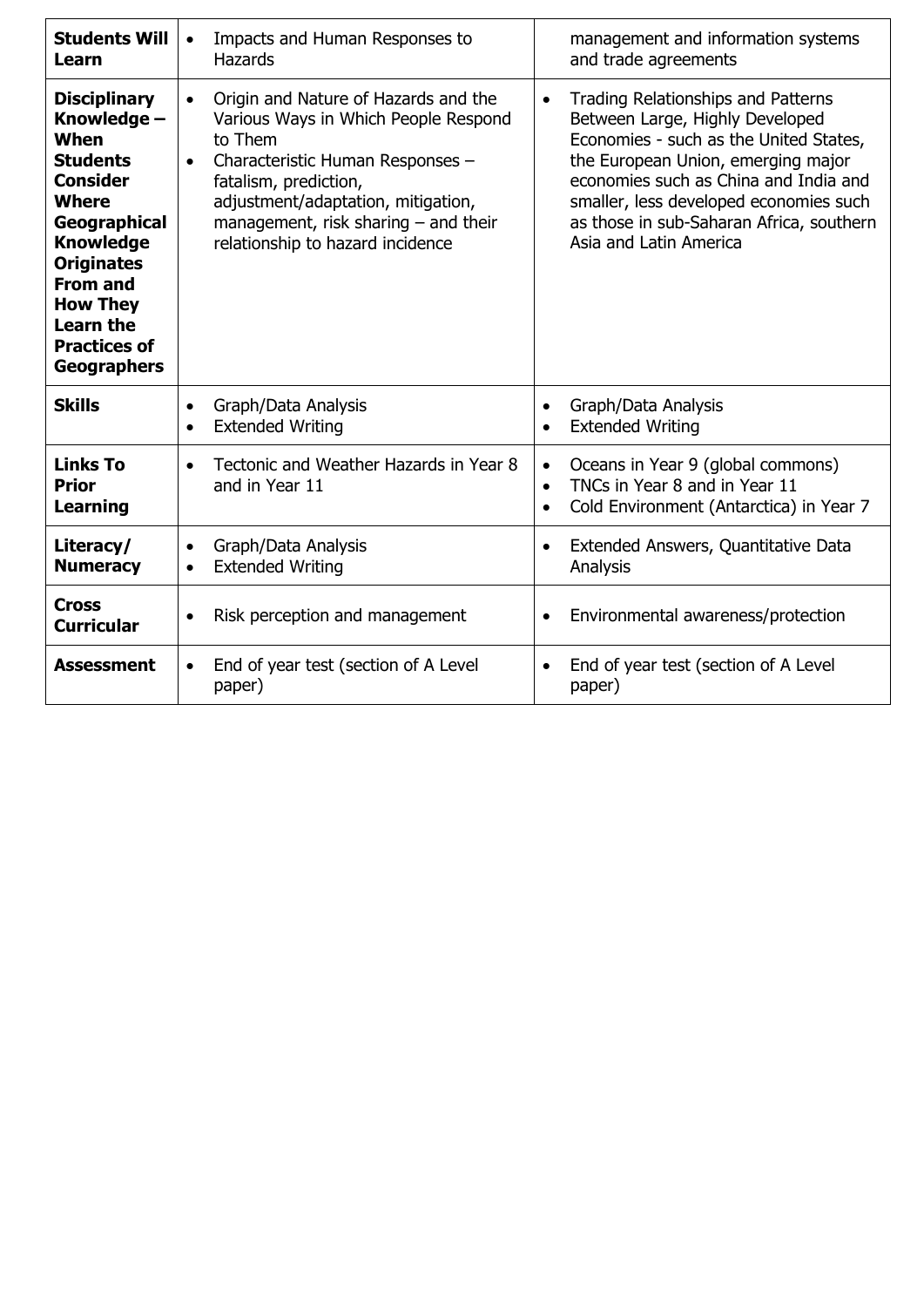| | | |
|---|---|---|
| **Students Will Learn** | • Impacts and Human Responses to Hazards | management and information systems and trade agreements |
| **Disciplinary Knowledge – When Students Consider Where Geographical Knowledge Originates From and How They Learn the Practices of Geographers** | • Origin and Nature of Hazards and the Various Ways in Which People Respond to Them<br>• Characteristic Human Responses – fatalism, prediction, adjustment/adaptation, mitigation, management, risk sharing – and their relationship to hazard incidence | • Trading Relationships and Patterns Between Large, Highly Developed Economies - such as the United States, the European Union, emerging major economies such as China and India and smaller, less developed economies such as those in sub-Saharan Africa, southern Asia and Latin America |
| **Skills** | • Graph/Data Analysis<br>• Extended Writing | • Graph/Data Analysis<br>• Extended Writing |
| **Links To Prior Learning** | • Tectonic and Weather Hazards in Year 8 and in Year 11 | • Oceans in Year 9 (global commons)<br>• TNCs in Year 8 and in Year 11<br>• Cold Environment (Antarctica) in Year 7 |
| **Literacy/ Numeracy** | • Graph/Data Analysis<br>• Extended Writing | • Extended Answers, Quantitative Data Analysis |
| **Cross Curricular** | • Risk perception and management | • Environmental awareness/protection |
| **Assessment** | • End of year test (section of A Level paper) | • End of year test (section of A Level paper) |